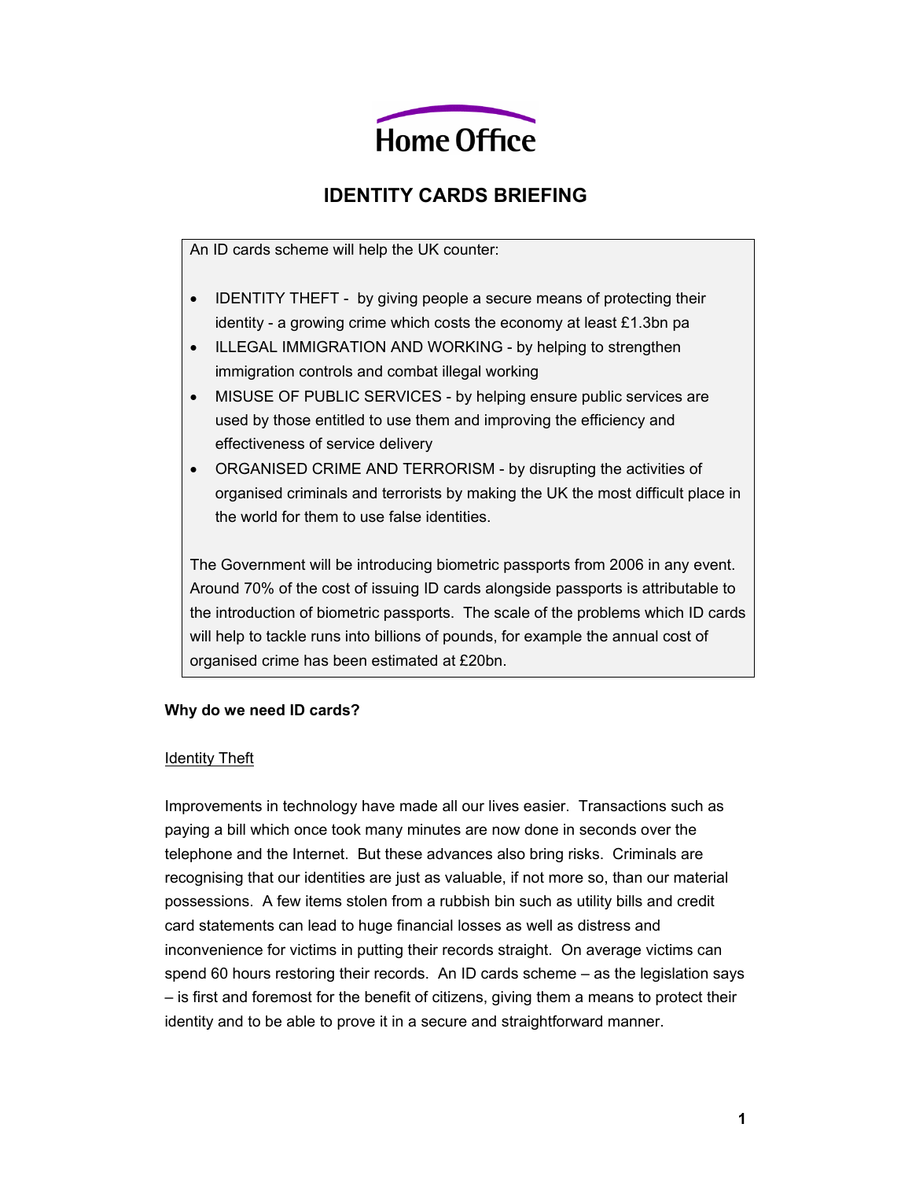Home Office

# IDENTITY CARDS BRIEFING

An ID cards scheme will help the UK counter:

- IDENTITY THEFT - by giving people a secure means of protecting their identity - a growing crime which costs the economy at least £1.3bn pa
- ILLEGAL IMMIGRATION AND WORKING - by helping to strengthen immigration controls and combat illegal working
- MISUSE OF PUBLIC SERVICES - by helping ensure public services are used by those entitled to use them and improving the efficiency and effectiveness of service delivery
- ORGANISED CRIME AND TERRORISM - by disrupting the activities of organised criminals and terrorists by making the UK the most difficult place in the world for them to use false identities.

The Government will be introducing biometric passports from 2006 in any event. Around 70% of the cost of issuing ID cards alongside passports is attributable to the introduction of biometric passports. The scale of the problems which ID cards will help to tackle runs into billions of pounds, for example the annual cost of organised crime has been estimated at £20bn.

**Why do we need ID cards?**

<u>Identity Theft</u>

Improvements in technology have made all our lives easier. Transactions such as paying a bill which once took many minutes are now done in seconds over the telephone and the Internet. But these advances also bring risks. Criminals are recognising that our identities are just as valuable, if not more so, than our material possessions. A few items stolen from a rubbish bin such as utility bills and credit card statements can lead to huge financial losses as well as distress and inconvenience for victims in putting their records straight. On average victims can spend 60 hours restoring their records. An ID cards scheme – as the legislation says – is first and foremost for the benefit of citizens, giving them a means to protect their identity and to be able to prove it in a secure and straightforward manner.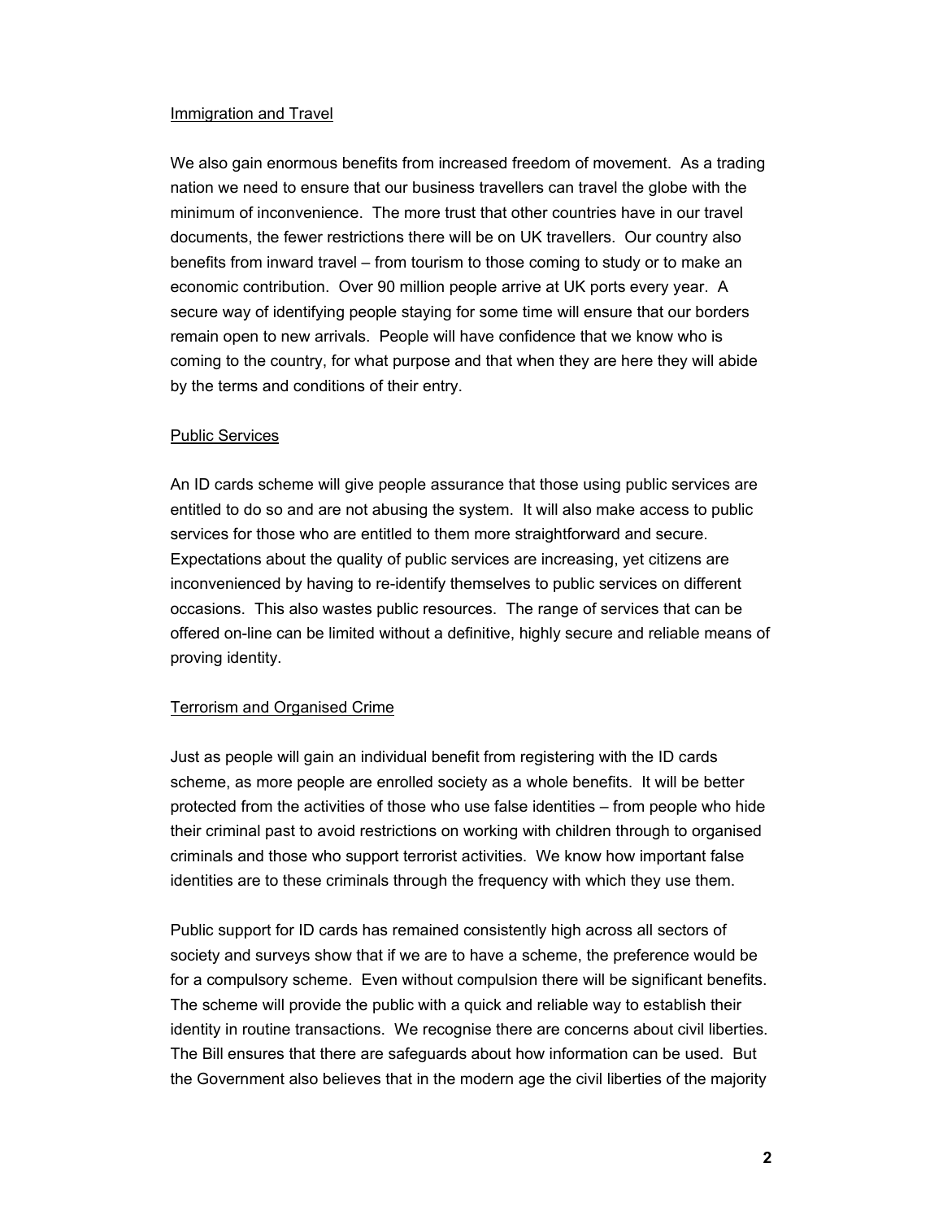Immigration and Travel

We also gain enormous benefits from increased freedom of movement. As a trading nation we need to ensure that our business travellers can travel the globe with the minimum of inconvenience. The more trust that other countries have in our travel documents, the fewer restrictions there will be on UK travellers. Our country also benefits from inward travel – from tourism to those coming to study or to make an economic contribution. Over 90 million people arrive at UK ports every year. A secure way of identifying people staying for some time will ensure that our borders remain open to new arrivals. People will have confidence that we know who is coming to the country, for what purpose and that when they are here they will abide by the terms and conditions of their entry.

Public Services

An ID cards scheme will give people assurance that those using public services are entitled to do so and are not abusing the system. It will also make access to public services for those who are entitled to them more straightforward and secure. Expectations about the quality of public services are increasing, yet citizens are inconvenienced by having to re-identify themselves to public services on different occasions. This also wastes public resources. The range of services that can be offered on-line can be limited without a definitive, highly secure and reliable means of proving identity.

Terrorism and Organised Crime

Just as people will gain an individual benefit from registering with the ID cards scheme, as more people are enrolled society as a whole benefits. It will be better protected from the activities of those who use false identities – from people who hide their criminal past to avoid restrictions on working with children through to organised criminals and those who support terrorist activities. We know how important false identities are to these criminals through the frequency with which they use them.

Public support for ID cards has remained consistently high across all sectors of society and surveys show that if we are to have a scheme, the preference would be for a compulsory scheme. Even without compulsion there will be significant benefits. The scheme will provide the public with a quick and reliable way to establish their identity in routine transactions. We recognise there are concerns about civil liberties. The Bill ensures that there are safeguards about how information can be used. But the Government also believes that in the modern age the civil liberties of the majority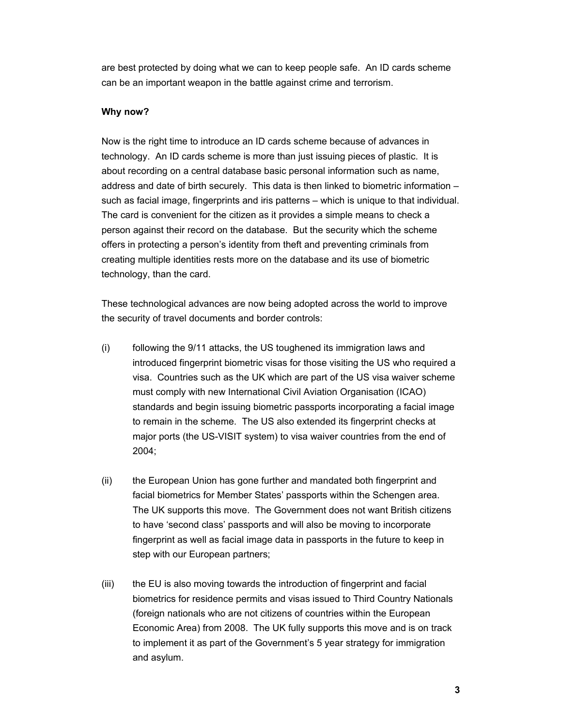are best protected by doing what we can to keep people safe. An ID cards scheme can be an important weapon in the battle against crime and terrorism.

**Why now?**

Now is the right time to introduce an ID cards scheme because of advances in technology. An ID cards scheme is more than just issuing pieces of plastic. It is about recording on a central database basic personal information such as name, address and date of birth securely. This data is then linked to biometric information – such as facial image, fingerprints and iris patterns – which is unique to that individual. The card is convenient for the citizen as it provides a simple means to check a person against their record on the database. But the security which the scheme offers in protecting a person's identity from theft and preventing criminals from creating multiple identities rests more on the database and its use of biometric technology, than the card.

These technological advances are now being adopted across the world to improve the security of travel documents and border controls:

(i) following the 9/11 attacks, the US toughened its immigration laws and introduced fingerprint biometric visas for those visiting the US who required a visa. Countries such as the UK which are part of the US visa waiver scheme must comply with new International Civil Aviation Organisation (ICAO) standards and begin issuing biometric passports incorporating a facial image to remain in the scheme. The US also extended its fingerprint checks at major ports (the US-VISIT system) to visa waiver countries from the end of 2004;

(ii) the European Union has gone further and mandated both fingerprint and facial biometrics for Member States' passports within the Schengen area. The UK supports this move. The Government does not want British citizens to have 'second class' passports and will also be moving to incorporate fingerprint as well as facial image data in passports in the future to keep in step with our European partners;

(iii) the EU is also moving towards the introduction of fingerprint and facial biometrics for residence permits and visas issued to Third Country Nationals (foreign nationals who are not citizens of countries within the European Economic Area) from 2008. The UK fully supports this move and is on track to implement it as part of the Government's 5 year strategy for immigration and asylum.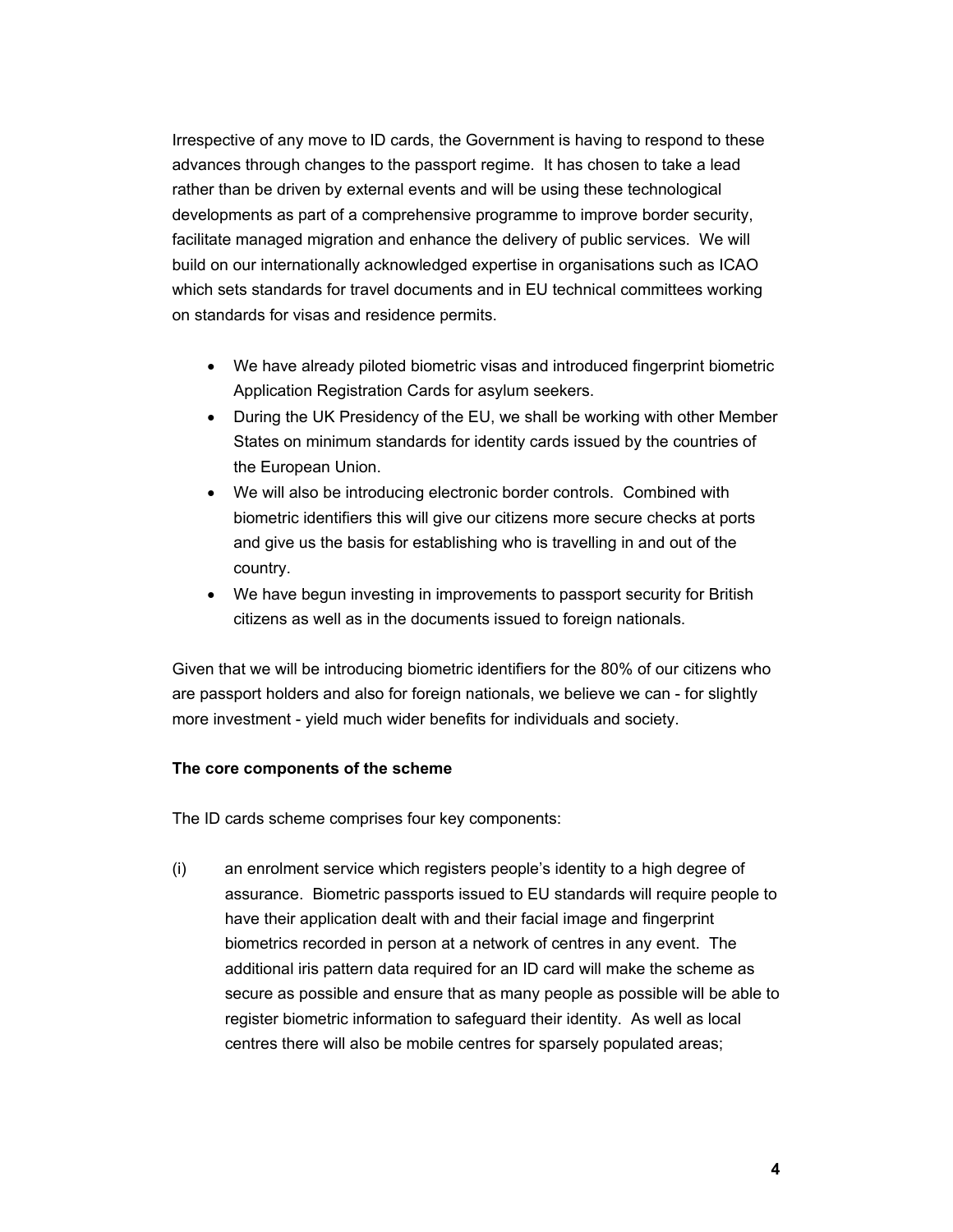Irrespective of any move to ID cards, the Government is having to respond to these advances through changes to the passport regime. It has chosen to take a lead rather than be driven by external events and will be using these technological developments as part of a comprehensive programme to improve border security, facilitate managed migration and enhance the delivery of public services. We will build on our internationally acknowledged expertise in organisations such as ICAO which sets standards for travel documents and in EU technical committees working on standards for visas and residence permits.

- We have already piloted biometric visas and introduced fingerprint biometric Application Registration Cards for asylum seekers.
- During the UK Presidency of the EU, we shall be working with other Member States on minimum standards for identity cards issued by the countries of the European Union.
- We will also be introducing electronic border controls. Combined with biometric identifiers this will give our citizens more secure checks at ports and give us the basis for establishing who is travelling in and out of the country.
- We have begun investing in improvements to passport security for British citizens as well as in the documents issued to foreign nationals.

Given that we will be introducing biometric identifiers for the 80% of our citizens who are passport holders and also for foreign nationals, we believe we can - for slightly more investment - yield much wider benefits for individuals and society.

**The core components of the scheme**

The ID cards scheme comprises four key components:

(i) an enrolment service which registers people's identity to a high degree of assurance. Biometric passports issued to EU standards will require people to have their application dealt with and their facial image and fingerprint biometrics recorded in person at a network of centres in any event. The additional iris pattern data required for an ID card will make the scheme as secure as possible and ensure that as many people as possible will be able to register biometric information to safeguard their identity. As well as local centres there will also be mobile centres for sparsely populated areas;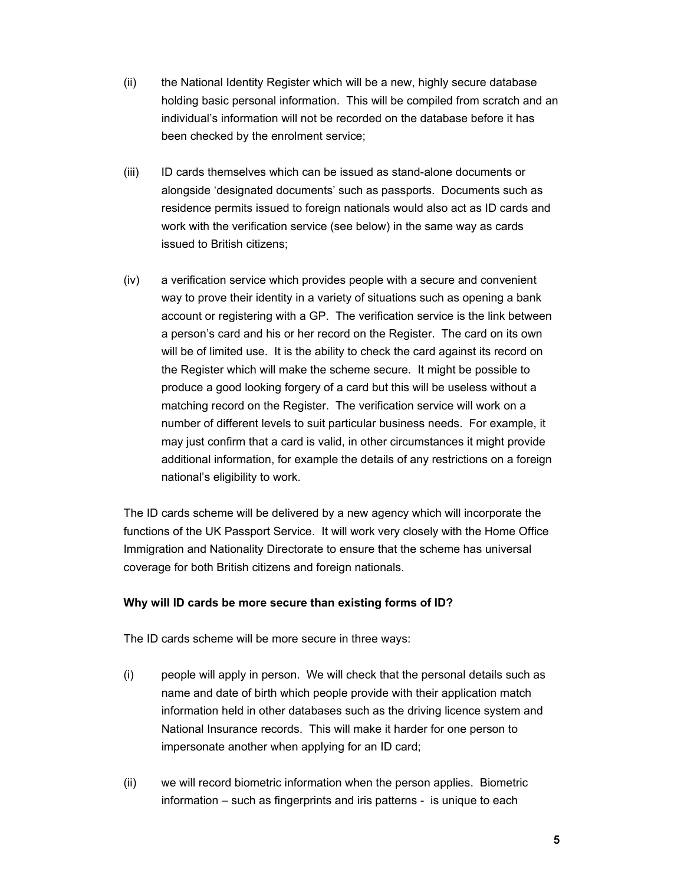(ii) the National Identity Register which will be a new, highly secure database holding basic personal information. This will be compiled from scratch and an individual's information will not be recorded on the database before it has been checked by the enrolment service;

(iii) ID cards themselves which can be issued as stand-alone documents or alongside 'designated documents' such as passports. Documents such as residence permits issued to foreign nationals would also act as ID cards and work with the verification service (see below) in the same way as cards issued to British citizens;

(iv) a verification service which provides people with a secure and convenient way to prove their identity in a variety of situations such as opening a bank account or registering with a GP. The verification service is the link between a person's card and his or her record on the Register. The card on its own will be of limited use. It is the ability to check the card against its record on the Register which will make the scheme secure. It might be possible to produce a good looking forgery of a card but this will be useless without a matching record on the Register. The verification service will work on a number of different levels to suit particular business needs. For example, it may just confirm that a card is valid, in other circumstances it might provide additional information, for example the details of any restrictions on a foreign national's eligibility to work.

The ID cards scheme will be delivered by a new agency which will incorporate the functions of the UK Passport Service. It will work very closely with the Home Office Immigration and Nationality Directorate to ensure that the scheme has universal coverage for both British citizens and foreign nationals.

**Why will ID cards be more secure than existing forms of ID?**

The ID cards scheme will be more secure in three ways:

(i) people will apply in person. We will check that the personal details such as name and date of birth which people provide with their application match information held in other databases such as the driving licence system and National Insurance records. This will make it harder for one person to impersonate another when applying for an ID card;

(ii) we will record biometric information when the person applies. Biometric information – such as fingerprints and iris patterns - is unique to each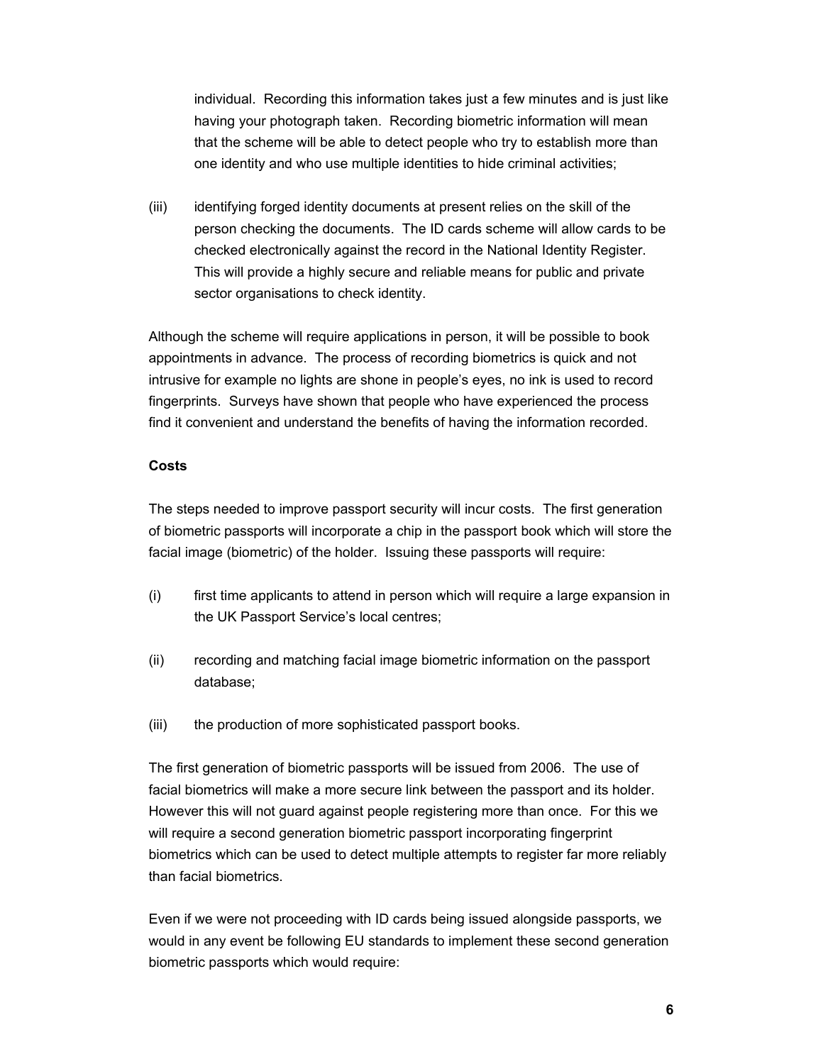individual. Recording this information takes just a few minutes and is just like having your photograph taken. Recording biometric information will mean that the scheme will be able to detect people who try to establish more than one identity and who use multiple identities to hide criminal activities;

(iii) identifying forged identity documents at present relies on the skill of the person checking the documents. The ID cards scheme will allow cards to be checked electronically against the record in the National Identity Register. This will provide a highly secure and reliable means for public and private sector organisations to check identity.

Although the scheme will require applications in person, it will be possible to book appointments in advance. The process of recording biometrics is quick and not intrusive for example no lights are shone in people's eyes, no ink is used to record fingerprints. Surveys have shown that people who have experienced the process find it convenient and understand the benefits of having the information recorded.

**Costs**

The steps needed to improve passport security will incur costs. The first generation of biometric passports will incorporate a chip in the passport book which will store the facial image (biometric) of the holder. Issuing these passports will require:

(i) first time applicants to attend in person which will require a large expansion in the UK Passport Service's local centres;

(ii) recording and matching facial image biometric information on the passport database;

(iii) the production of more sophisticated passport books.

The first generation of biometric passports will be issued from 2006. The use of facial biometrics will make a more secure link between the passport and its holder. However this will not guard against people registering more than once. For this we will require a second generation biometric passport incorporating fingerprint biometrics which can be used to detect multiple attempts to register far more reliably than facial biometrics.

Even if we were not proceeding with ID cards being issued alongside passports, we would in any event be following EU standards to implement these second generation biometric passports which would require: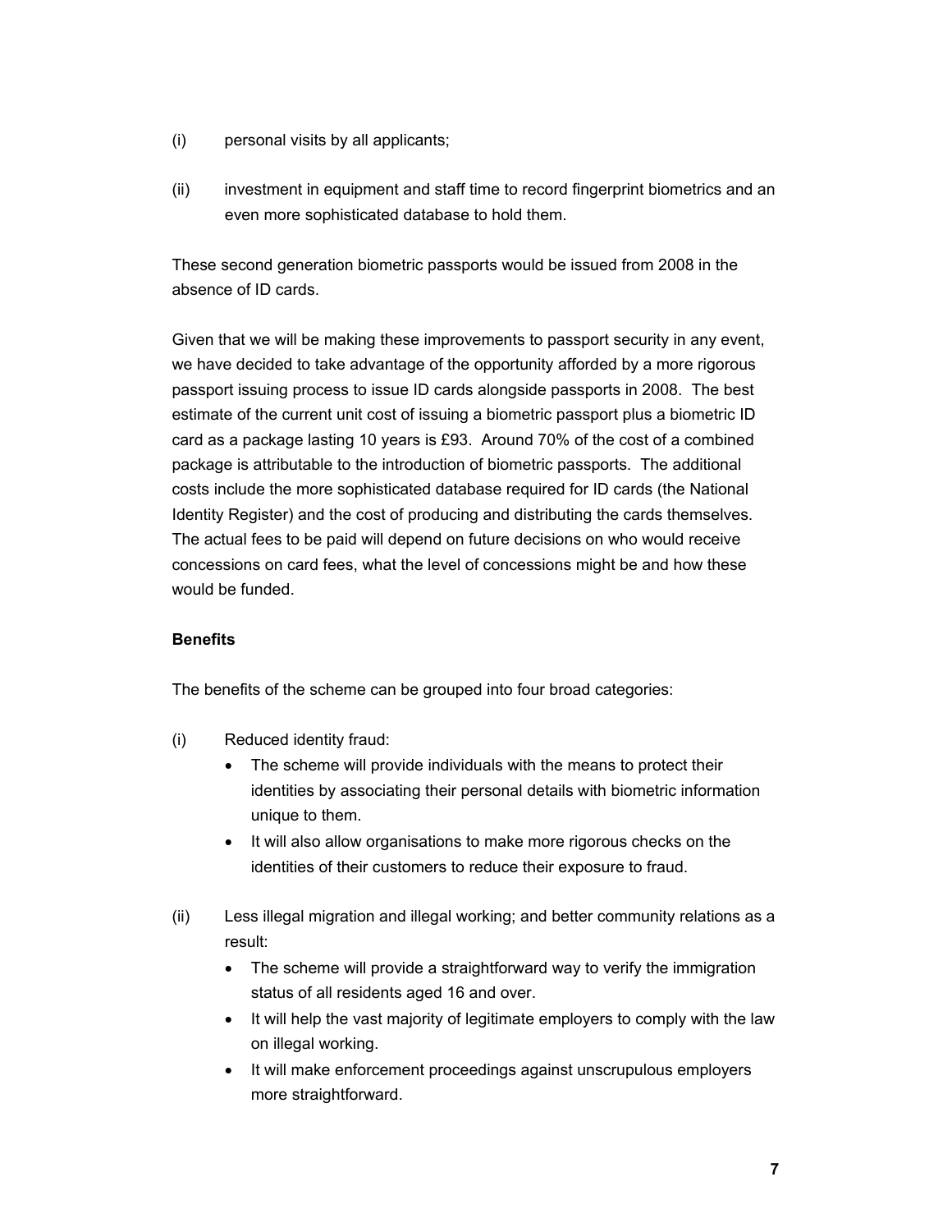(i) personal visits by all applicants;

(ii) investment in equipment and staff time to record fingerprint biometrics and an even more sophisticated database to hold them.

These second generation biometric passports would be issued from 2008 in the absence of ID cards.

Given that we will be making these improvements to passport security in any event, we have decided to take advantage of the opportunity afforded by a more rigorous passport issuing process to issue ID cards alongside passports in 2008. The best estimate of the current unit cost of issuing a biometric passport plus a biometric ID card as a package lasting 10 years is £93. Around 70% of the cost of a combined package is attributable to the introduction of biometric passports. The additional costs include the more sophisticated database required for ID cards (the National Identity Register) and the cost of producing and distributing the cards themselves. The actual fees to be paid will depend on future decisions on who would receive concessions on card fees, what the level of concessions might be and how these would be funded.

**Benefits**

The benefits of the scheme can be grouped into four broad categories:

(i) Reduced identity fraud:
- The scheme will provide individuals with the means to protect their identities by associating their personal details with biometric information unique to them.
- It will also allow organisations to make more rigorous checks on the identities of their customers to reduce their exposure to fraud.

(ii) Less illegal migration and illegal working; and better community relations as a result:
- The scheme will provide a straightforward way to verify the immigration status of all residents aged 16 and over.
- It will help the vast majority of legitimate employers to comply with the law on illegal working.
- It will make enforcement proceedings against unscrupulous employers more straightforward.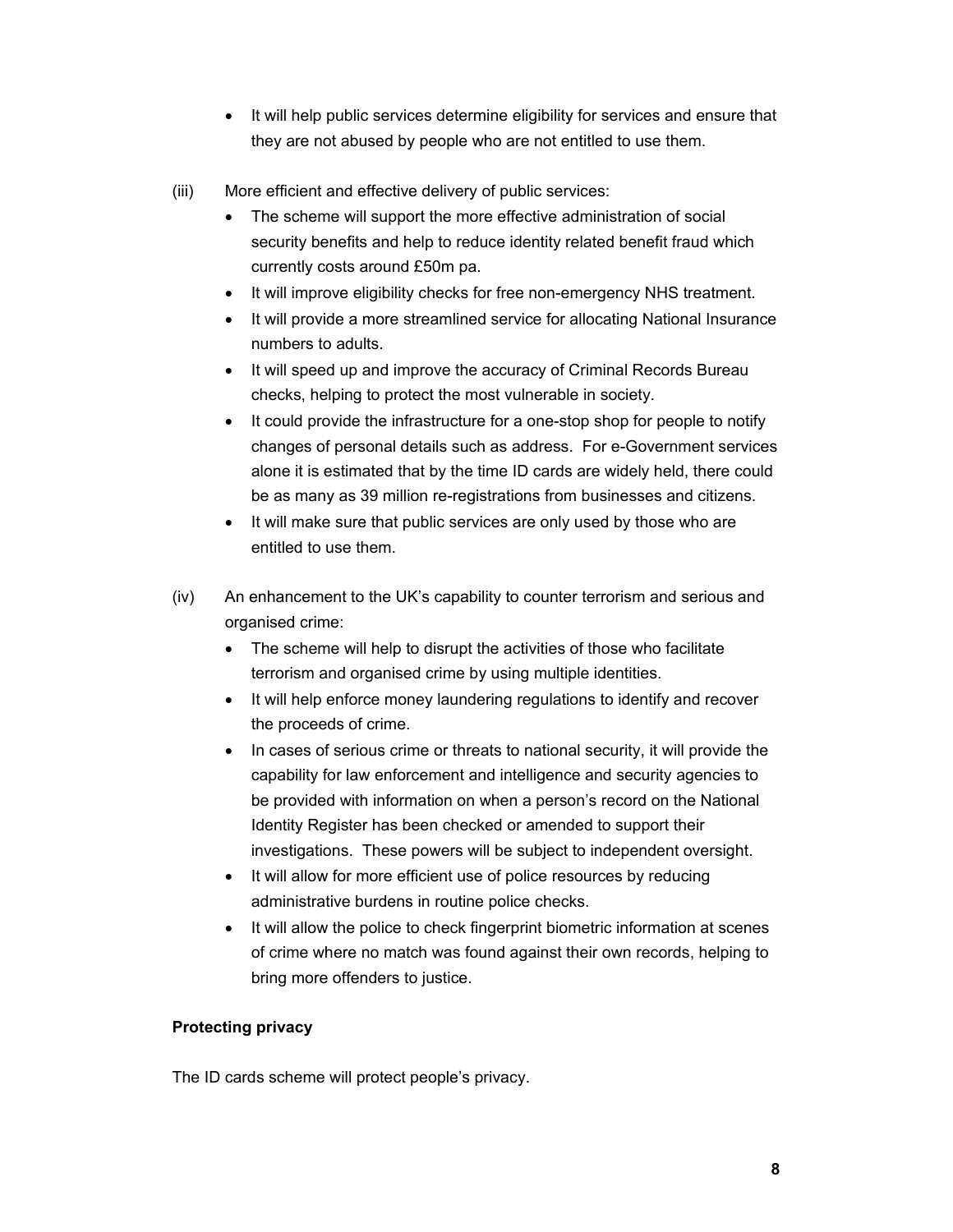- It will help public services determine eligibility for services and ensure that they are not abused by people who are not entitled to use them.

(iii) More efficient and effective delivery of public services:

- The scheme will support the more effective administration of social security benefits and help to reduce identity related benefit fraud which currently costs around £50m pa.
- It will improve eligibility checks for free non-emergency NHS treatment.
- It will provide a more streamlined service for allocating National Insurance numbers to adults.
- It will speed up and improve the accuracy of Criminal Records Bureau checks, helping to protect the most vulnerable in society.
- It could provide the infrastructure for a one-stop shop for people to notify changes of personal details such as address. For e-Government services alone it is estimated that by the time ID cards are widely held, there could be as many as 39 million re-registrations from businesses and citizens.
- It will make sure that public services are only used by those who are entitled to use them.

(iv) An enhancement to the UK's capability to counter terrorism and serious and organised crime:

- The scheme will help to disrupt the activities of those who facilitate terrorism and organised crime by using multiple identities.
- It will help enforce money laundering regulations to identify and recover the proceeds of crime.
- In cases of serious crime or threats to national security, it will provide the capability for law enforcement and intelligence and security agencies to be provided with information on when a person's record on the National Identity Register has been checked or amended to support their investigations. These powers will be subject to independent oversight.
- It will allow for more efficient use of police resources by reducing administrative burdens in routine police checks.
- It will allow the police to check fingerprint biometric information at scenes of crime where no match was found against their own records, helping to bring more offenders to justice.

**Protecting privacy**

The ID cards scheme will protect people's privacy.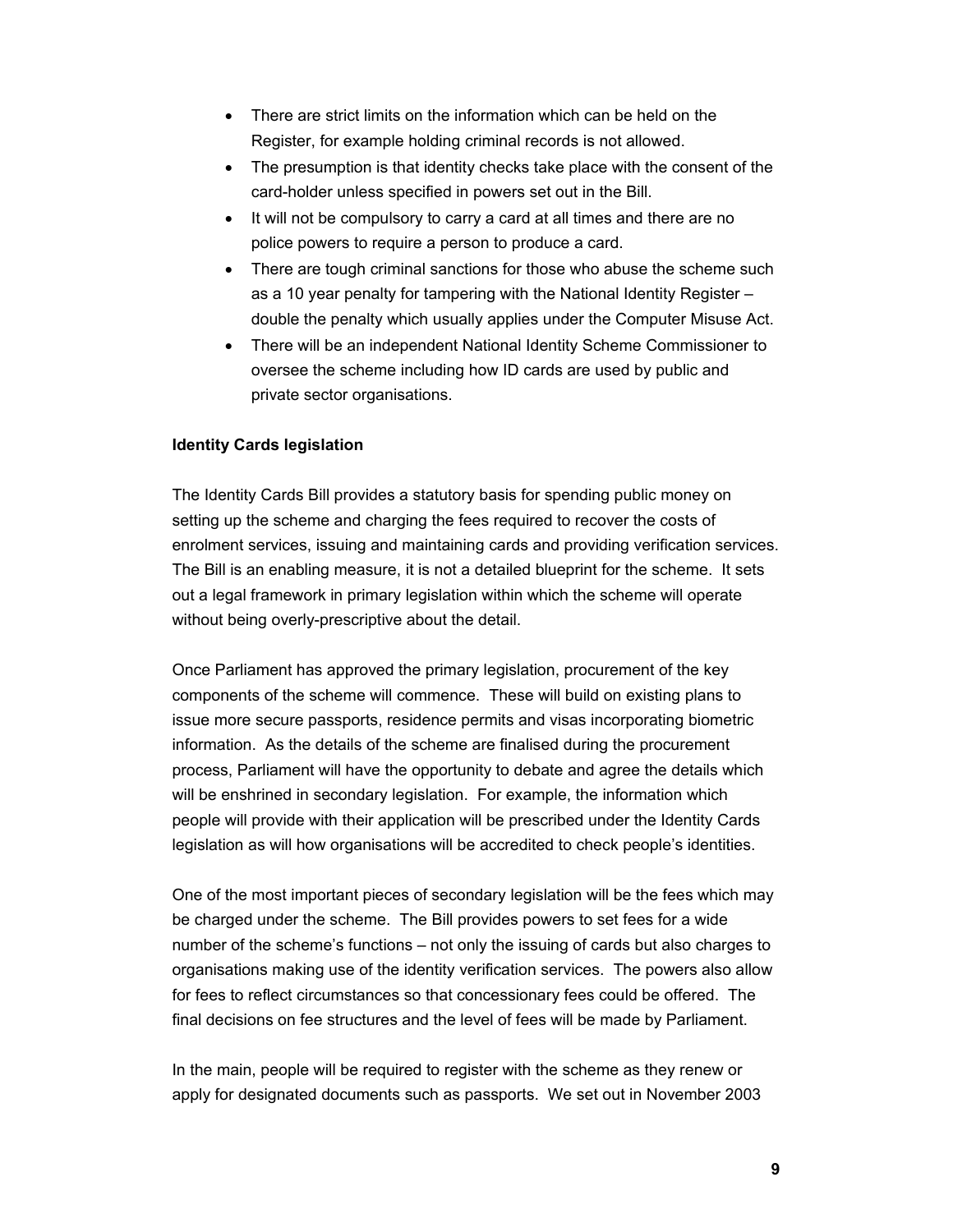- There are strict limits on the information which can be held on the Register, for example holding criminal records is not allowed.
- The presumption is that identity checks take place with the consent of the card-holder unless specified in powers set out in the Bill.
- It will not be compulsory to carry a card at all times and there are no police powers to require a person to produce a card.
- There are tough criminal sanctions for those who abuse the scheme such as a 10 year penalty for tampering with the National Identity Register – double the penalty which usually applies under the Computer Misuse Act.
- There will be an independent National Identity Scheme Commissioner to oversee the scheme including how ID cards are used by public and private sector organisations.

**Identity Cards legislation**

The Identity Cards Bill provides a statutory basis for spending public money on setting up the scheme and charging the fees required to recover the costs of enrolment services, issuing and maintaining cards and providing verification services. The Bill is an enabling measure, it is not a detailed blueprint for the scheme. It sets out a legal framework in primary legislation within which the scheme will operate without being overly-prescriptive about the detail.

Once Parliament has approved the primary legislation, procurement of the key components of the scheme will commence. These will build on existing plans to issue more secure passports, residence permits and visas incorporating biometric information. As the details of the scheme are finalised during the procurement process, Parliament will have the opportunity to debate and agree the details which will be enshrined in secondary legislation. For example, the information which people will provide with their application will be prescribed under the Identity Cards legislation as will how organisations will be accredited to check people's identities.

One of the most important pieces of secondary legislation will be the fees which may be charged under the scheme. The Bill provides powers to set fees for a wide number of the scheme's functions – not only the issuing of cards but also charges to organisations making use of the identity verification services. The powers also allow for fees to reflect circumstances so that concessionary fees could be offered. The final decisions on fee structures and the level of fees will be made by Parliament.

In the main, people will be required to register with the scheme as they renew or apply for designated documents such as passports. We set out in November 2003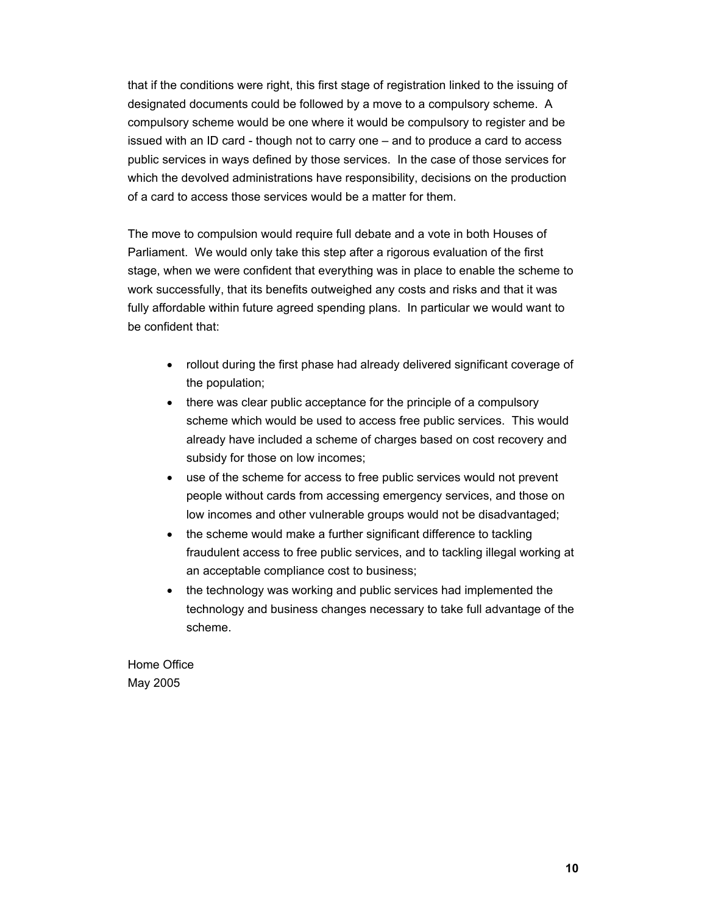that if the conditions were right, this first stage of registration linked to the issuing of designated documents could be followed by a move to a compulsory scheme. A compulsory scheme would be one where it would be compulsory to register and be issued with an ID card - though not to carry one – and to produce a card to access public services in ways defined by those services. In the case of those services for which the devolved administrations have responsibility, decisions on the production of a card to access those services would be a matter for them.

The move to compulsion would require full debate and a vote in both Houses of Parliament. We would only take this step after a rigorous evaluation of the first stage, when we were confident that everything was in place to enable the scheme to work successfully, that its benefits outweighed any costs and risks and that it was fully affordable within future agreed spending plans. In particular we would want to be confident that:

- rollout during the first phase had already delivered significant coverage of the population;
- there was clear public acceptance for the principle of a compulsory scheme which would be used to access free public services. This would already have included a scheme of charges based on cost recovery and subsidy for those on low incomes;
- use of the scheme for access to free public services would not prevent people without cards from accessing emergency services, and those on low incomes and other vulnerable groups would not be disadvantaged;
- the scheme would make a further significant difference to tackling fraudulent access to free public services, and to tackling illegal working at an acceptable compliance cost to business;
- the technology was working and public services had implemented the technology and business changes necessary to take full advantage of the scheme.

Home Office
May 2005